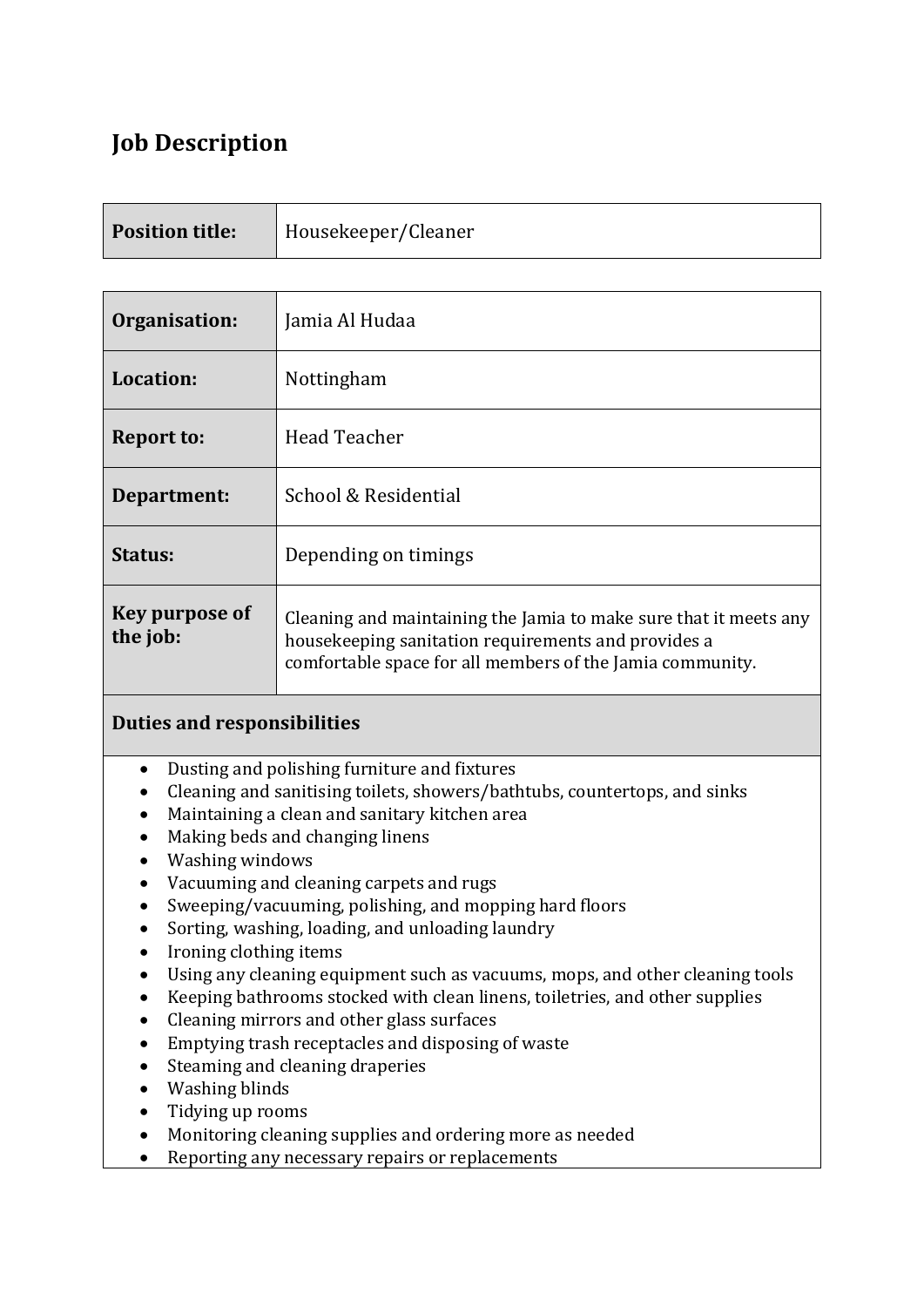# Job Description

| **Position title:** | Housekeeper/Cleaner |
|---|---|

| **Organisation:** | Jamia Al Hudaa |
|---|---|
| **Location:** | Nottingham |
| **Report to:** | Head Teacher |
| **Department:** | School & Residential |
| **Status:** | Depending on timings |
| **Key purpose of the job:** | Cleaning and maintaining the Jamia to make sure that it meets any housekeeping sanitation requirements and provides a comfortable space for all members of the Jamia community. |

**Duties and responsibilities**

- Dusting and polishing furniture and fixtures
- Cleaning and sanitising toilets, showers/bathtubs, countertops, and sinks
- Maintaining a clean and sanitary kitchen area
- Making beds and changing linens
- Washing windows
- Vacuuming and cleaning carpets and rugs
- Sweeping/vacuuming, polishing, and mopping hard floors
- Sorting, washing, loading, and unloading laundry
- Ironing clothing items
- Using any cleaning equipment such as vacuums, mops, and other cleaning tools
- Keeping bathrooms stocked with clean linens, toiletries, and other supplies
- Cleaning mirrors and other glass surfaces
- Emptying trash receptacles and disposing of waste
- Steaming and cleaning draperies
- Washing blinds
- Tidying up rooms
- Monitoring cleaning supplies and ordering more as needed
- Reporting any necessary repairs or replacements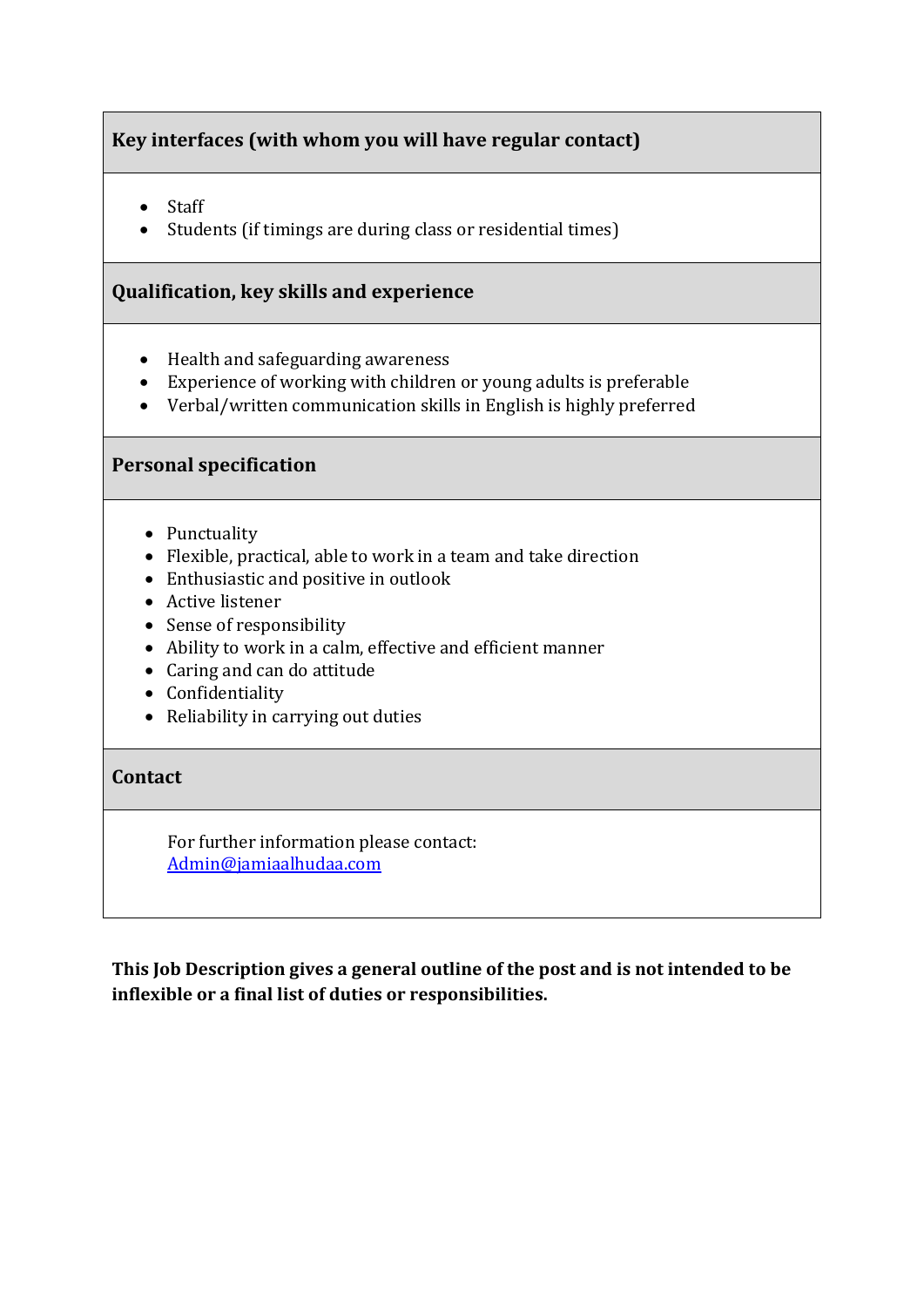## Key interfaces (with whom you will have regular contact)

- Staff
- Students (if timings are during class or residential times)

## Qualification, key skills and experience

- Health and safeguarding awareness
- Experience of working with children or young adults is preferable
- Verbal/written communication skills in English is highly preferred

## Personal specification

- Punctuality
- Flexible, practical, able to work in a team and take direction
- Enthusiastic and positive in outlook
- Active listener
- Sense of responsibility
- Ability to work in a calm, effective and efficient manner
- Caring and can do attitude
- Confidentiality
- Reliability in carrying out duties

## Contact

For further information please contact:
Admin@jamiaalhudaa.com

**This Job Description gives a general outline of the post and is not intended to be inflexible or a final list of duties or responsibilities.**